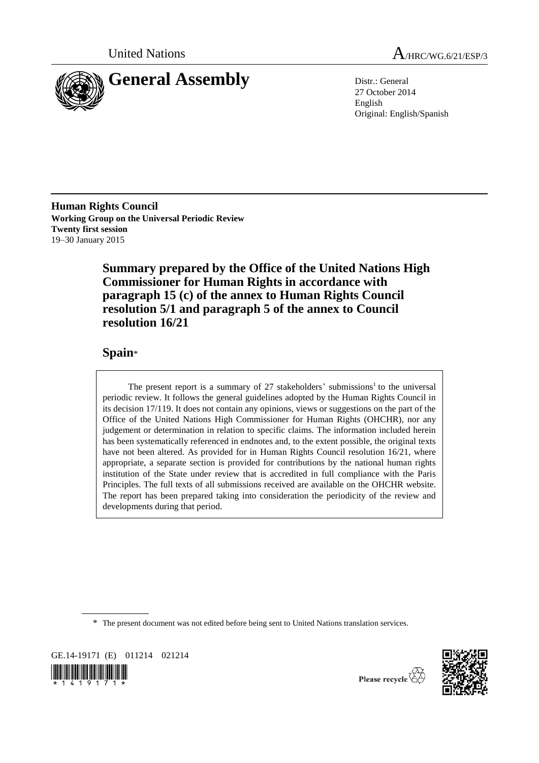United Nations

A/HRC/WG.6/21/ESP/3

# General Assembly

Distr.: General
27 October 2014
English
Original: English/Spanish

**Human Rights Council**
**Working Group on the Universal Periodic Review**
**Twenty first session**
19–30 January 2015

## Summary prepared by the Office of the United Nations High Commissioner for Human Rights in accordance with paragraph 15 (c) of the annex to Human Rights Council resolution 5/1 and paragraph 5 of the annex to Council resolution 16/21

## Spain*

The present report is a summary of 27 stakeholders' submissions[1] to the universal periodic review. It follows the general guidelines adopted by the Human Rights Council in its decision 17/119. It does not contain any opinions, views or suggestions on the part of the Office of the United Nations High Commissioner for Human Rights (OHCHR), nor any judgement or determination in relation to specific claims. The information included herein has been systematically referenced in endnotes and, to the extent possible, the original texts have not been altered. As provided for in Human Rights Council resolution 16/21, where appropriate, a separate section is provided for contributions by the national human rights institution of the State under review that is accredited in full compliance with the Paris Principles. The full texts of all submissions received are available on the OHCHR website. The report has been prepared taking into consideration the periodicity of the review and developments during that period.

\* The present document was not edited before being sent to United Nations translation services.

GE.14-19171 (E) 011214 021214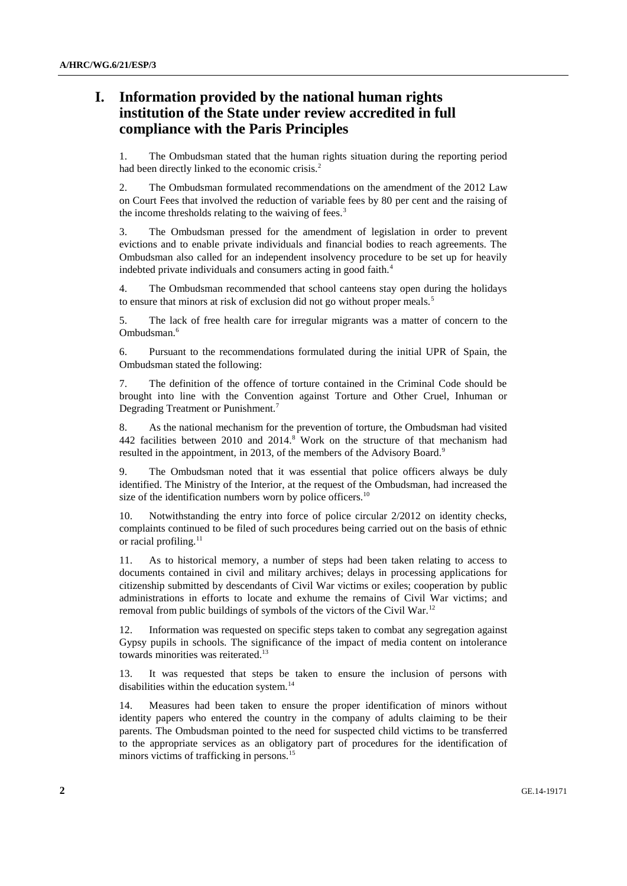# I. Information provided by the national human rights institution of the State under review accredited in full compliance with the Paris Principles

1. The Ombudsman stated that the human rights situation during the reporting period had been directly linked to the economic crisis.[2]

2. The Ombudsman formulated recommendations on the amendment of the 2012 Law on Court Fees that involved the reduction of variable fees by 80 per cent and the raising of the income thresholds relating to the waiving of fees.[3]

3. The Ombudsman pressed for the amendment of legislation in order to prevent evictions and to enable private individuals and financial bodies to reach agreements. The Ombudsman also called for an independent insolvency procedure to be set up for heavily indebted private individuals and consumers acting in good faith.[4]

4. The Ombudsman recommended that school canteens stay open during the holidays to ensure that minors at risk of exclusion did not go without proper meals.[5]

5. The lack of free health care for irregular migrants was a matter of concern to the Ombudsman.[6]

6. Pursuant to the recommendations formulated during the initial UPR of Spain, the Ombudsman stated the following:

7. The definition of the offence of torture contained in the Criminal Code should be brought into line with the Convention against Torture and Other Cruel, Inhuman or Degrading Treatment or Punishment.[7]

8. As the national mechanism for the prevention of torture, the Ombudsman had visited 442 facilities between 2010 and 2014.[8] Work on the structure of that mechanism had resulted in the appointment, in 2013, of the members of the Advisory Board.[9]

9. The Ombudsman noted that it was essential that police officers always be duly identified. The Ministry of the Interior, at the request of the Ombudsman, had increased the size of the identification numbers worn by police officers.[10]

10. Notwithstanding the entry into force of police circular 2/2012 on identity checks, complaints continued to be filed of such procedures being carried out on the basis of ethnic or racial profiling.[11]

11. As to historical memory, a number of steps had been taken relating to access to documents contained in civil and military archives; delays in processing applications for citizenship submitted by descendants of Civil War victims or exiles; cooperation by public administrations in efforts to locate and exhume the remains of Civil War victims; and removal from public buildings of symbols of the victors of the Civil War.[12]

12. Information was requested on specific steps taken to combat any segregation against Gypsy pupils in schools. The significance of the impact of media content on intolerance towards minorities was reiterated.[13]

13. It was requested that steps be taken to ensure the inclusion of persons with disabilities within the education system.[14]

14. Measures had been taken to ensure the proper identification of minors without identity papers who entered the country in the company of adults claiming to be their parents. The Ombudsman pointed to the need for suspected child victims to be transferred to the appropriate services as an obligatory part of procedures for the identification of minors victims of trafficking in persons.[15]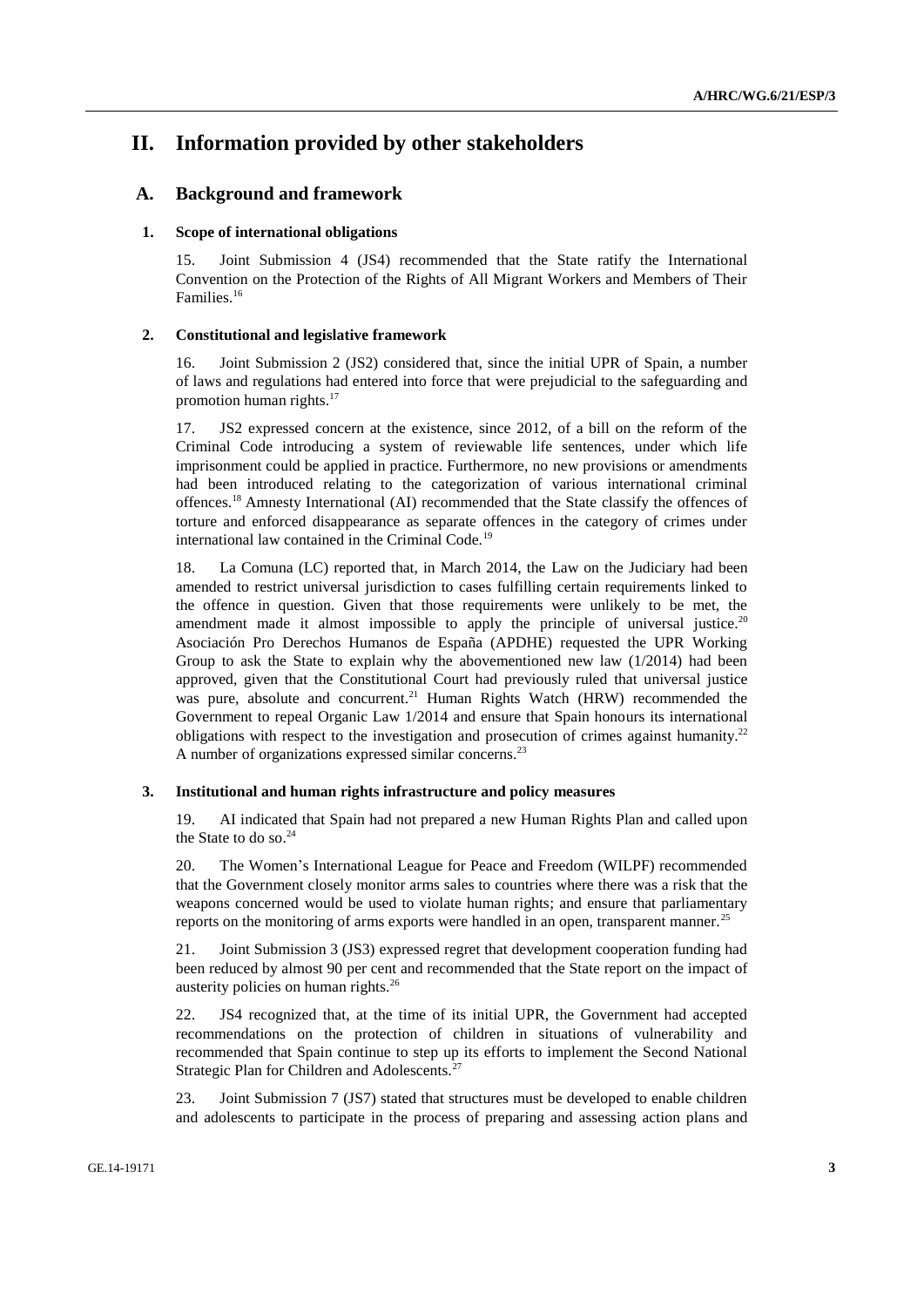# II. Information provided by other stakeholders

## A. Background and framework

### 1. Scope of international obligations

15. Joint Submission 4 (JS4) recommended that the State ratify the International Convention on the Protection of the Rights of All Migrant Workers and Members of Their Families.[16]

### 2. Constitutional and legislative framework

16. Joint Submission 2 (JS2) considered that, since the initial UPR of Spain, a number of laws and regulations had entered into force that were prejudicial to the safeguarding and promotion human rights.[17]

17. JS2 expressed concern at the existence, since 2012, of a bill on the reform of the Criminal Code introducing a system of reviewable life sentences, under which life imprisonment could be applied in practice. Furthermore, no new provisions or amendments had been introduced relating to the categorization of various international criminal offences.[18] Amnesty International (AI) recommended that the State classify the offences of torture and enforced disappearance as separate offences in the category of crimes under international law contained in the Criminal Code.[19]

18. La Comuna (LC) reported that, in March 2014, the Law on the Judiciary had been amended to restrict universal jurisdiction to cases fulfilling certain requirements linked to the offence in question. Given that those requirements were unlikely to be met, the amendment made it almost impossible to apply the principle of universal justice.[20] Asociación Pro Derechos Humanos de España (APDHE) requested the UPR Working Group to ask the State to explain why the abovementioned new law (1/2014) had been approved, given that the Constitutional Court had previously ruled that universal justice was pure, absolute and concurrent.[21] Human Rights Watch (HRW) recommended the Government to repeal Organic Law 1/2014 and ensure that Spain honours its international obligations with respect to the investigation and prosecution of crimes against humanity.[22] A number of organizations expressed similar concerns.[23]

### 3. Institutional and human rights infrastructure and policy measures

19. AI indicated that Spain had not prepared a new Human Rights Plan and called upon the State to do so.[24]

20. The Women's International League for Peace and Freedom (WILPF) recommended that the Government closely monitor arms sales to countries where there was a risk that the weapons concerned would be used to violate human rights; and ensure that parliamentary reports on the monitoring of arms exports were handled in an open, transparent manner.[25]

21. Joint Submission 3 (JS3) expressed regret that development cooperation funding had been reduced by almost 90 per cent and recommended that the State report on the impact of austerity policies on human rights.[26]

22. JS4 recognized that, at the time of its initial UPR, the Government had accepted recommendations on the protection of children in situations of vulnerability and recommended that Spain continue to step up its efforts to implement the Second National Strategic Plan for Children and Adolescents.[27]

23. Joint Submission 7 (JS7) stated that structures must be developed to enable children and adolescents to participate in the process of preparing and assessing action plans and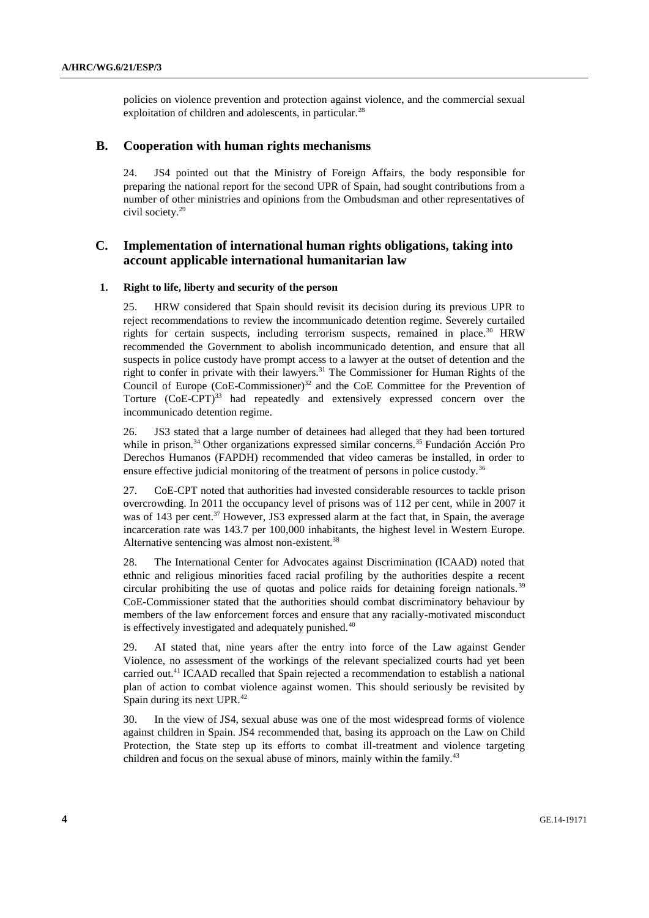policies on violence prevention and protection against violence, and the commercial sexual exploitation of children and adolescents, in particular.[28]

## B. Cooperation with human rights mechanisms

24. JS4 pointed out that the Ministry of Foreign Affairs, the body responsible for preparing the national report for the second UPR of Spain, had sought contributions from a number of other ministries and opinions from the Ombudsman and other representatives of civil society.[29]

## C. Implementation of international human rights obligations, taking into account applicable international humanitarian law

### 1. Right to life, liberty and security of the person

25. HRW considered that Spain should revisit its decision during its previous UPR to reject recommendations to review the incommunicado detention regime. Severely curtailed rights for certain suspects, including terrorism suspects, remained in place.[30] HRW recommended the Government to abolish incommunicado detention, and ensure that all suspects in police custody have prompt access to a lawyer at the outset of detention and the right to confer in private with their lawyers.[31] The Commissioner for Human Rights of the Council of Europe (CoE-Commissioner)[32] and the CoE Committee for the Prevention of Torture (CoE-CPT)[33] had repeatedly and extensively expressed concern over the incommunicado detention regime.

26. JS3 stated that a large number of detainees had alleged that they had been tortured while in prison.[34] Other organizations expressed similar concerns.[35] Fundación Acción Pro Derechos Humanos (FAPDH) recommended that video cameras be installed, in order to ensure effective judicial monitoring of the treatment of persons in police custody.[36]

27. CoE-CPT noted that authorities had invested considerable resources to tackle prison overcrowding. In 2011 the occupancy level of prisons was of 112 per cent, while in 2007 it was of 143 per cent.[37] However, JS3 expressed alarm at the fact that, in Spain, the average incarceration rate was 143.7 per 100,000 inhabitants, the highest level in Western Europe. Alternative sentencing was almost non-existent.[38]

28. The International Center for Advocates against Discrimination (ICAAD) noted that ethnic and religious minorities faced racial profiling by the authorities despite a recent circular prohibiting the use of quotas and police raids for detaining foreign nationals.[39] CoE-Commissioner stated that the authorities should combat discriminatory behaviour by members of the law enforcement forces and ensure that any racially-motivated misconduct is effectively investigated and adequately punished.[40]

29. AI stated that, nine years after the entry into force of the Law against Gender Violence, no assessment of the workings of the relevant specialized courts had yet been carried out.[41] ICAAD recalled that Spain rejected a recommendation to establish a national plan of action to combat violence against women. This should seriously be revisited by Spain during its next UPR.[42]

30. In the view of JS4, sexual abuse was one of the most widespread forms of violence against children in Spain. JS4 recommended that, basing its approach on the Law on Child Protection, the State step up its efforts to combat ill-treatment and violence targeting children and focus on the sexual abuse of minors, mainly within the family.[43]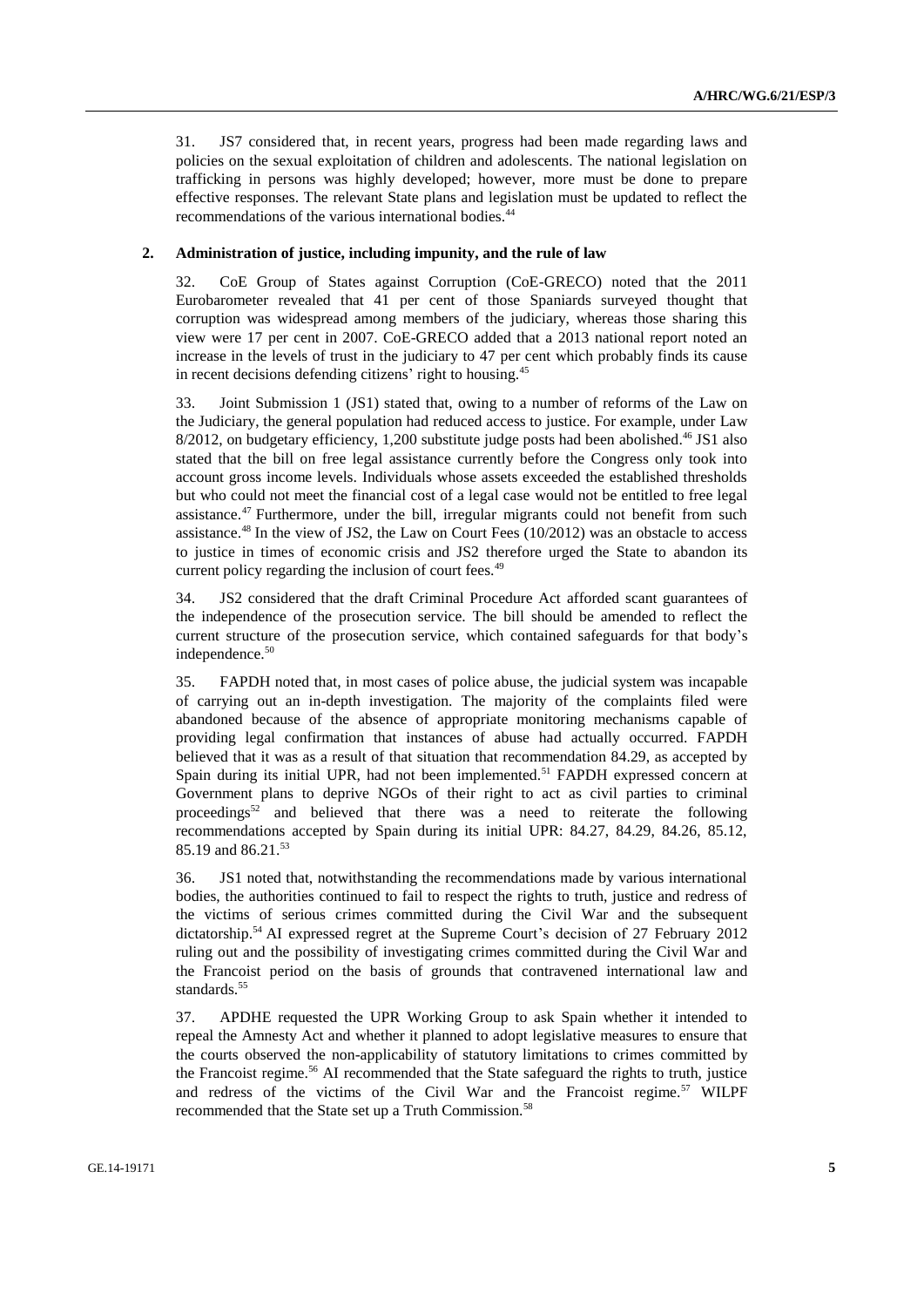31. JS7 considered that, in recent years, progress had been made regarding laws and policies on the sexual exploitation of children and adolescents. The national legislation on trafficking in persons was highly developed; however, more must be done to prepare effective responses. The relevant State plans and legislation must be updated to reflect the recommendations of the various international bodies.[44]

## 2. Administration of justice, including impunity, and the rule of law

32. CoE Group of States against Corruption (CoE-GRECO) noted that the 2011 Eurobarometer revealed that 41 per cent of those Spaniards surveyed thought that corruption was widespread among members of the judiciary, whereas those sharing this view were 17 per cent in 2007. CoE-GRECO added that a 2013 national report noted an increase in the levels of trust in the judiciary to 47 per cent which probably finds its cause in recent decisions defending citizens' right to housing.[45]

33. Joint Submission 1 (JS1) stated that, owing to a number of reforms of the Law on the Judiciary, the general population had reduced access to justice. For example, under Law 8/2012, on budgetary efficiency, 1,200 substitute judge posts had been abolished.[46] JS1 also stated that the bill on free legal assistance currently before the Congress only took into account gross income levels. Individuals whose assets exceeded the established thresholds but who could not meet the financial cost of a legal case would not be entitled to free legal assistance.[47] Furthermore, under the bill, irregular migrants could not benefit from such assistance.[48] In the view of JS2, the Law on Court Fees (10/2012) was an obstacle to access to justice in times of economic crisis and JS2 therefore urged the State to abandon its current policy regarding the inclusion of court fees.[49]

34. JS2 considered that the draft Criminal Procedure Act afforded scant guarantees of the independence of the prosecution service. The bill should be amended to reflect the current structure of the prosecution service, which contained safeguards for that body's independence.[50]

35. FAPDH noted that, in most cases of police abuse, the judicial system was incapable of carrying out an in-depth investigation. The majority of the complaints filed were abandoned because of the absence of appropriate monitoring mechanisms capable of providing legal confirmation that instances of abuse had actually occurred. FAPDH believed that it was as a result of that situation that recommendation 84.29, as accepted by Spain during its initial UPR, had not been implemented.[51] FAPDH expressed concern at Government plans to deprive NGOs of their right to act as civil parties to criminal proceedings[52] and believed that there was a need to reiterate the following recommendations accepted by Spain during its initial UPR: 84.27, 84.29, 84.26, 85.12, 85.19 and 86.21.[53]

36. JS1 noted that, notwithstanding the recommendations made by various international bodies, the authorities continued to fail to respect the rights to truth, justice and redress of the victims of serious crimes committed during the Civil War and the subsequent dictatorship.[54] AI expressed regret at the Supreme Court's decision of 27 February 2012 ruling out and the possibility of investigating crimes committed during the Civil War and the Francoist period on the basis of grounds that contravened international law and standards.[55]

37. APDHE requested the UPR Working Group to ask Spain whether it intended to repeal the Amnesty Act and whether it planned to adopt legislative measures to ensure that the courts observed the non-applicability of statutory limitations to crimes committed by the Francoist regime.[56] AI recommended that the State safeguard the rights to truth, justice and redress of the victims of the Civil War and the Francoist regime.[57] WILPF recommended that the State set up a Truth Commission.[58]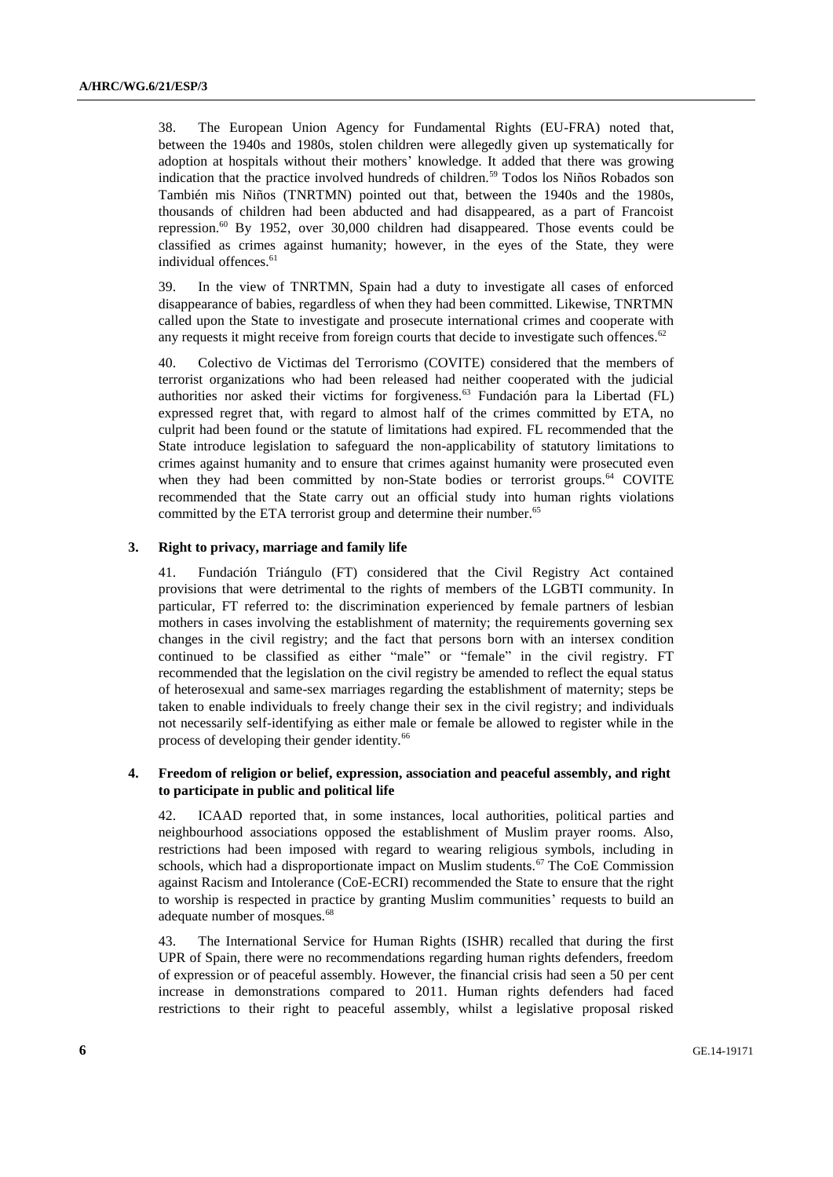38. The European Union Agency for Fundamental Rights (EU-FRA) noted that, between the 1940s and 1980s, stolen children were allegedly given up systematically for adoption at hospitals without their mothers' knowledge. It added that there was growing indication that the practice involved hundreds of children.[59] Todos los Niños Robados son También mis Niños (TNRTMN) pointed out that, between the 1940s and the 1980s, thousands of children had been abducted and had disappeared, as a part of Francoist repression.[60] By 1952, over 30,000 children had disappeared. Those events could be classified as crimes against humanity; however, in the eyes of the State, they were individual offences.[61]

39. In the view of TNRTMN, Spain had a duty to investigate all cases of enforced disappearance of babies, regardless of when they had been committed. Likewise, TNRTMN called upon the State to investigate and prosecute international crimes and cooperate with any requests it might receive from foreign courts that decide to investigate such offences.[62]

40. Colectivo de Victimas del Terrorismo (COVITE) considered that the members of terrorist organizations who had been released had neither cooperated with the judicial authorities nor asked their victims for forgiveness.[63] Fundación para la Libertad (FL) expressed regret that, with regard to almost half of the crimes committed by ETA, no culprit had been found or the statute of limitations had expired. FL recommended that the State introduce legislation to safeguard the non-applicability of statutory limitations to crimes against humanity and to ensure that crimes against humanity were prosecuted even when they had been committed by non-State bodies or terrorist groups.[64] COVITE recommended that the State carry out an official study into human rights violations committed by the ETA terrorist group and determine their number.[65]

### 3. Right to privacy, marriage and family life

41. Fundación Triángulo (FT) considered that the Civil Registry Act contained provisions that were detrimental to the rights of members of the LGBTI community. In particular, FT referred to: the discrimination experienced by female partners of lesbian mothers in cases involving the establishment of maternity; the requirements governing sex changes in the civil registry; and the fact that persons born with an intersex condition continued to be classified as either "male" or "female" in the civil registry. FT recommended that the legislation on the civil registry be amended to reflect the equal status of heterosexual and same-sex marriages regarding the establishment of maternity; steps be taken to enable individuals to freely change their sex in the civil registry; and individuals not necessarily self-identifying as either male or female be allowed to register while in the process of developing their gender identity.[66]

### 4. Freedom of religion or belief, expression, association and peaceful assembly, and right to participate in public and political life

42. ICAAD reported that, in some instances, local authorities, political parties and neighbourhood associations opposed the establishment of Muslim prayer rooms. Also, restrictions had been imposed with regard to wearing religious symbols, including in schools, which had a disproportionate impact on Muslim students.[67] The CoE Commission against Racism and Intolerance (CoE-ECRI) recommended the State to ensure that the right to worship is respected in practice by granting Muslim communities' requests to build an adequate number of mosques.[68]

43. The International Service for Human Rights (ISHR) recalled that during the first UPR of Spain, there were no recommendations regarding human rights defenders, freedom of expression or of peaceful assembly. However, the financial crisis had seen a 50 per cent increase in demonstrations compared to 2011. Human rights defenders had faced restrictions to their right to peaceful assembly, whilst a legislative proposal risked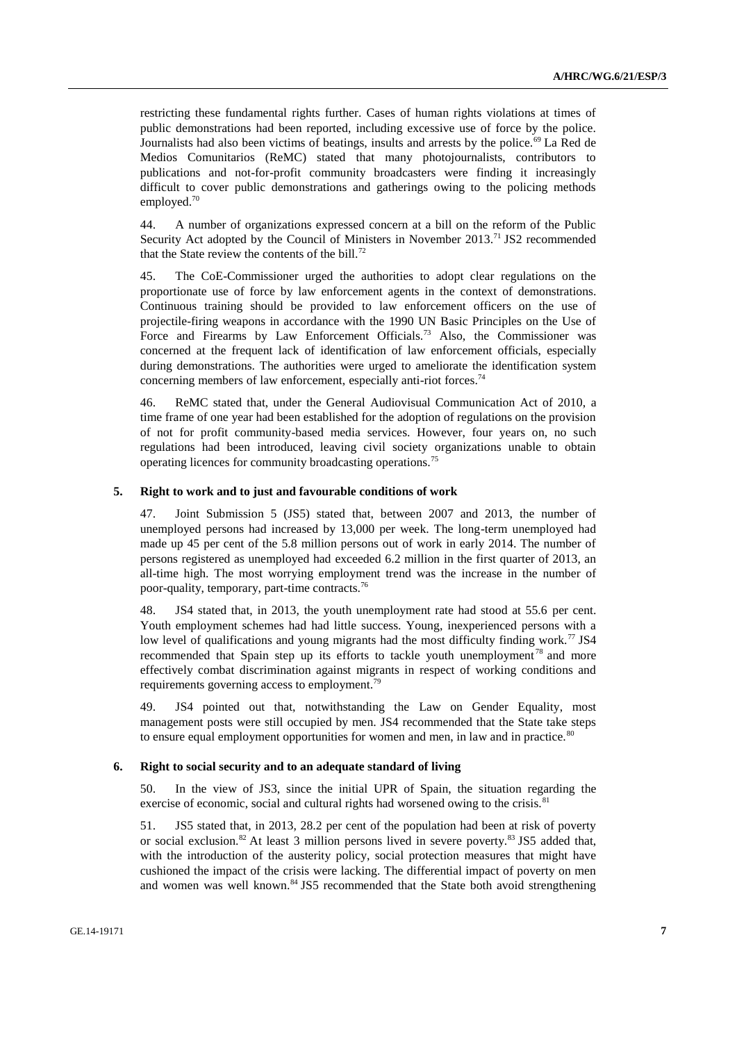restricting these fundamental rights further. Cases of human rights violations at times of public demonstrations had been reported, including excessive use of force by the police. Journalists had also been victims of beatings, insults and arrests by the police.[69] La Red de Medios Comunitarios (ReMC) stated that many photojournalists, contributors to publications and not-for-profit community broadcasters were finding it increasingly difficult to cover public demonstrations and gatherings owing to the policing methods employed.[70]

44. A number of organizations expressed concern at a bill on the reform of the Public Security Act adopted by the Council of Ministers in November 2013.[71] JS2 recommended that the State review the contents of the bill.[72]

45. The CoE-Commissioner urged the authorities to adopt clear regulations on the proportionate use of force by law enforcement agents in the context of demonstrations. Continuous training should be provided to law enforcement officers on the use of projectile-firing weapons in accordance with the 1990 UN Basic Principles on the Use of Force and Firearms by Law Enforcement Officials.[73] Also, the Commissioner was concerned at the frequent lack of identification of law enforcement officials, especially during demonstrations. The authorities were urged to ameliorate the identification system concerning members of law enforcement, especially anti-riot forces.[74]

46. ReMC stated that, under the General Audiovisual Communication Act of 2010, a time frame of one year had been established for the adoption of regulations on the provision of not for profit community-based media services. However, four years on, no such regulations had been introduced, leaving civil society organizations unable to obtain operating licences for community broadcasting operations.[75]

### 5. Right to work and to just and favourable conditions of work

47. Joint Submission 5 (JS5) stated that, between 2007 and 2013, the number of unemployed persons had increased by 13,000 per week. The long-term unemployed had made up 45 per cent of the 5.8 million persons out of work in early 2014. The number of persons registered as unemployed had exceeded 6.2 million in the first quarter of 2013, an all-time high. The most worrying employment trend was the increase in the number of poor-quality, temporary, part-time contracts.[76]

48. JS4 stated that, in 2013, the youth unemployment rate had stood at 55.6 per cent. Youth employment schemes had had little success. Young, inexperienced persons with a low level of qualifications and young migrants had the most difficulty finding work.[77] JS4 recommended that Spain step up its efforts to tackle youth unemployment[78] and more effectively combat discrimination against migrants in respect of working conditions and requirements governing access to employment.[79]

49. JS4 pointed out that, notwithstanding the Law on Gender Equality, most management posts were still occupied by men. JS4 recommended that the State take steps to ensure equal employment opportunities for women and men, in law and in practice.[80]

### 6. Right to social security and to an adequate standard of living

50. In the view of JS3, since the initial UPR of Spain, the situation regarding the exercise of economic, social and cultural rights had worsened owing to the crisis.[81]

51. JS5 stated that, in 2013, 28.2 per cent of the population had been at risk of poverty or social exclusion.[82] At least 3 million persons lived in severe poverty.[83] JS5 added that, with the introduction of the austerity policy, social protection measures that might have cushioned the impact of the crisis were lacking. The differential impact of poverty on men and women was well known.[84] JS5 recommended that the State both avoid strengthening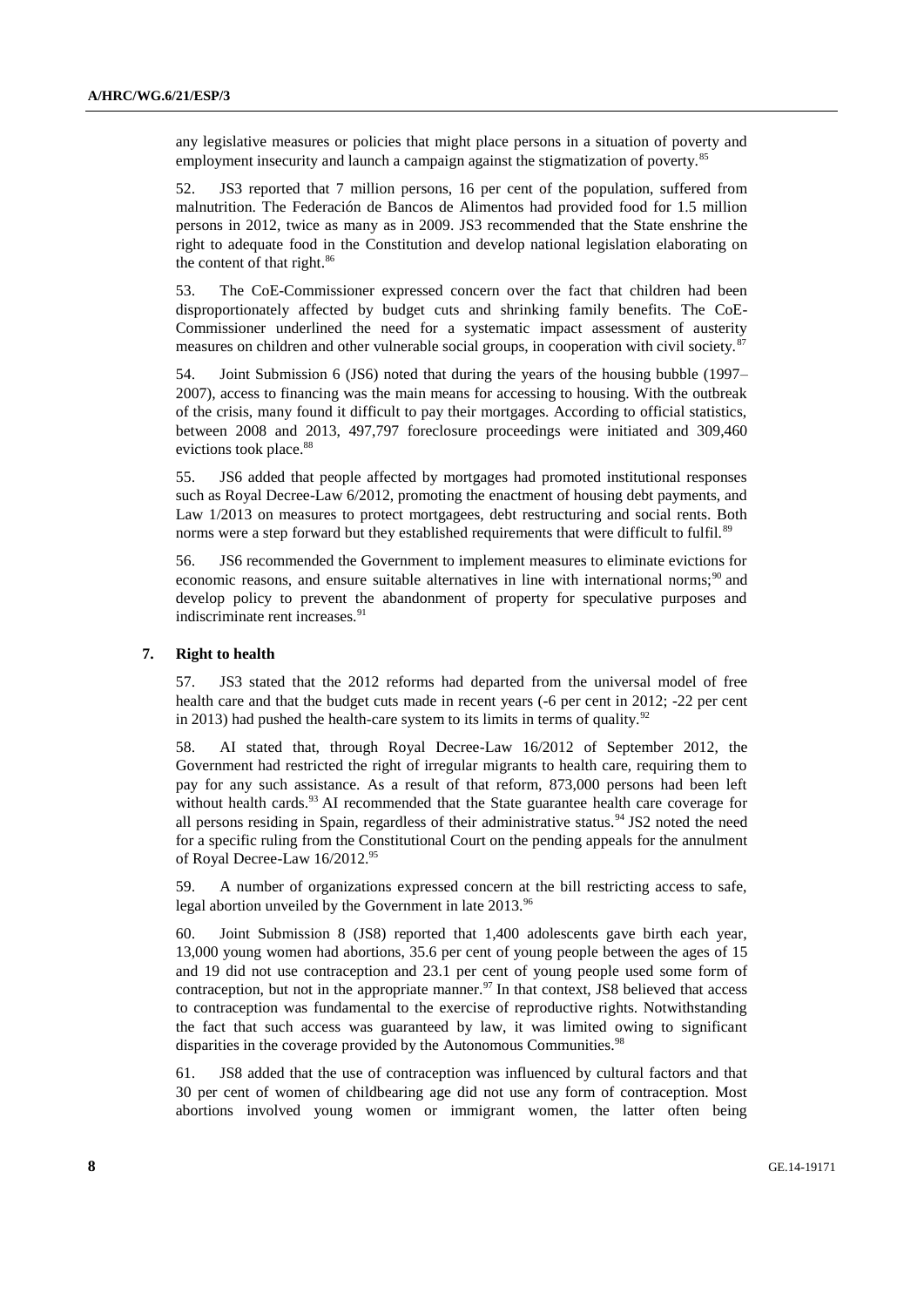any legislative measures or policies that might place persons in a situation of poverty and employment insecurity and launch a campaign against the stigmatization of poverty.[85]

52. JS3 reported that 7 million persons, 16 per cent of the population, suffered from malnutrition. The Federación de Bancos de Alimentos had provided food for 1.5 million persons in 2012, twice as many as in 2009. JS3 recommended that the State enshrine the right to adequate food in the Constitution and develop national legislation elaborating on the content of that right.[86]

53. The CoE-Commissioner expressed concern over the fact that children had been disproportionately affected by budget cuts and shrinking family benefits. The CoE-Commissioner underlined the need for a systematic impact assessment of austerity measures on children and other vulnerable social groups, in cooperation with civil society.[87]

54. Joint Submission 6 (JS6) noted that during the years of the housing bubble (1997–2007), access to financing was the main means for accessing to housing. With the outbreak of the crisis, many found it difficult to pay their mortgages. According to official statistics, between 2008 and 2013, 497,797 foreclosure proceedings were initiated and 309,460 evictions took place.[88]

55. JS6 added that people affected by mortgages had promoted institutional responses such as Royal Decree-Law 6/2012, promoting the enactment of housing debt payments, and Law 1/2013 on measures to protect mortgagees, debt restructuring and social rents. Both norms were a step forward but they established requirements that were difficult to fulfil.[89]

56. JS6 recommended the Government to implement measures to eliminate evictions for economic reasons, and ensure suitable alternatives in line with international norms;[90] and develop policy to prevent the abandonment of property for speculative purposes and indiscriminate rent increases.[91]

### 7. Right to health

57. JS3 stated that the 2012 reforms had departed from the universal model of free health care and that the budget cuts made in recent years (-6 per cent in 2012; -22 per cent in 2013) had pushed the health-care system to its limits in terms of quality.[92]

58. AI stated that, through Royal Decree-Law 16/2012 of September 2012, the Government had restricted the right of irregular migrants to health care, requiring them to pay for any such assistance. As a result of that reform, 873,000 persons had been left without health cards.[93] AI recommended that the State guarantee health care coverage for all persons residing in Spain, regardless of their administrative status.[94] JS2 noted the need for a specific ruling from the Constitutional Court on the pending appeals for the annulment of Royal Decree-Law 16/2012.[95]

59. A number of organizations expressed concern at the bill restricting access to safe, legal abortion unveiled by the Government in late 2013.[96]

60. Joint Submission 8 (JS8) reported that 1,400 adolescents gave birth each year, 13,000 young women had abortions, 35.6 per cent of young people between the ages of 15 and 19 did not use contraception and 23.1 per cent of young people used some form of contraception, but not in the appropriate manner.[97] In that context, JS8 believed that access to contraception was fundamental to the exercise of reproductive rights. Notwithstanding the fact that such access was guaranteed by law, it was limited owing to significant disparities in the coverage provided by the Autonomous Communities.[98]

61. JS8 added that the use of contraception was influenced by cultural factors and that 30 per cent of women of childbearing age did not use any form of contraception. Most abortions involved young women or immigrant women, the latter often being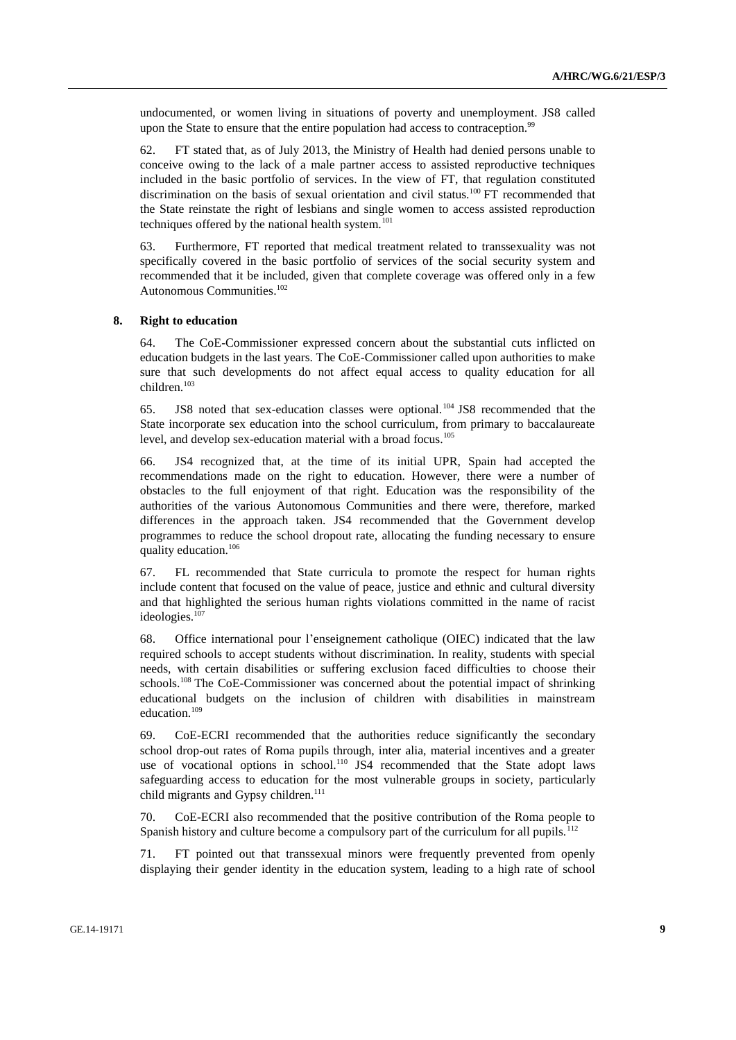undocumented, or women living in situations of poverty and unemployment. JS8 called upon the State to ensure that the entire population had access to contraception.[99]

62. FT stated that, as of July 2013, the Ministry of Health had denied persons unable to conceive owing to the lack of a male partner access to assisted reproductive techniques included in the basic portfolio of services. In the view of FT, that regulation constituted discrimination on the basis of sexual orientation and civil status.[100] FT recommended that the State reinstate the right of lesbians and single women to access assisted reproduction techniques offered by the national health system.[101]

63. Furthermore, FT reported that medical treatment related to transsexuality was not specifically covered in the basic portfolio of services of the social security system and recommended that it be included, given that complete coverage was offered only in a few Autonomous Communities.[102]

### 8. Right to education

64. The CoE-Commissioner expressed concern about the substantial cuts inflicted on education budgets in the last years. The CoE-Commissioner called upon authorities to make sure that such developments do not affect equal access to quality education for all children.[103]

65. JS8 noted that sex-education classes were optional.[104] JS8 recommended that the State incorporate sex education into the school curriculum, from primary to baccalaureate level, and develop sex-education material with a broad focus.[105]

66. JS4 recognized that, at the time of its initial UPR, Spain had accepted the recommendations made on the right to education. However, there were a number of obstacles to the full enjoyment of that right. Education was the responsibility of the authorities of the various Autonomous Communities and there were, therefore, marked differences in the approach taken. JS4 recommended that the Government develop programmes to reduce the school dropout rate, allocating the funding necessary to ensure quality education.[106]

67. FL recommended that State curricula to promote the respect for human rights include content that focused on the value of peace, justice and ethnic and cultural diversity and that highlighted the serious human rights violations committed in the name of racist ideologies.[107]

68. Office international pour l'enseignement catholique (OIEC) indicated that the law required schools to accept students without discrimination. In reality, students with special needs, with certain disabilities or suffering exclusion faced difficulties to choose their schools.[108] The CoE-Commissioner was concerned about the potential impact of shrinking educational budgets on the inclusion of children with disabilities in mainstream education.[109]

69. CoE-ECRI recommended that the authorities reduce significantly the secondary school drop-out rates of Roma pupils through, inter alia, material incentives and a greater use of vocational options in school.[110] JS4 recommended that the State adopt laws safeguarding access to education for the most vulnerable groups in society, particularly child migrants and Gypsy children.[111]

70. CoE-ECRI also recommended that the positive contribution of the Roma people to Spanish history and culture become a compulsory part of the curriculum for all pupils.[112]

71. FT pointed out that transsexual minors were frequently prevented from openly displaying their gender identity in the education system, leading to a high rate of school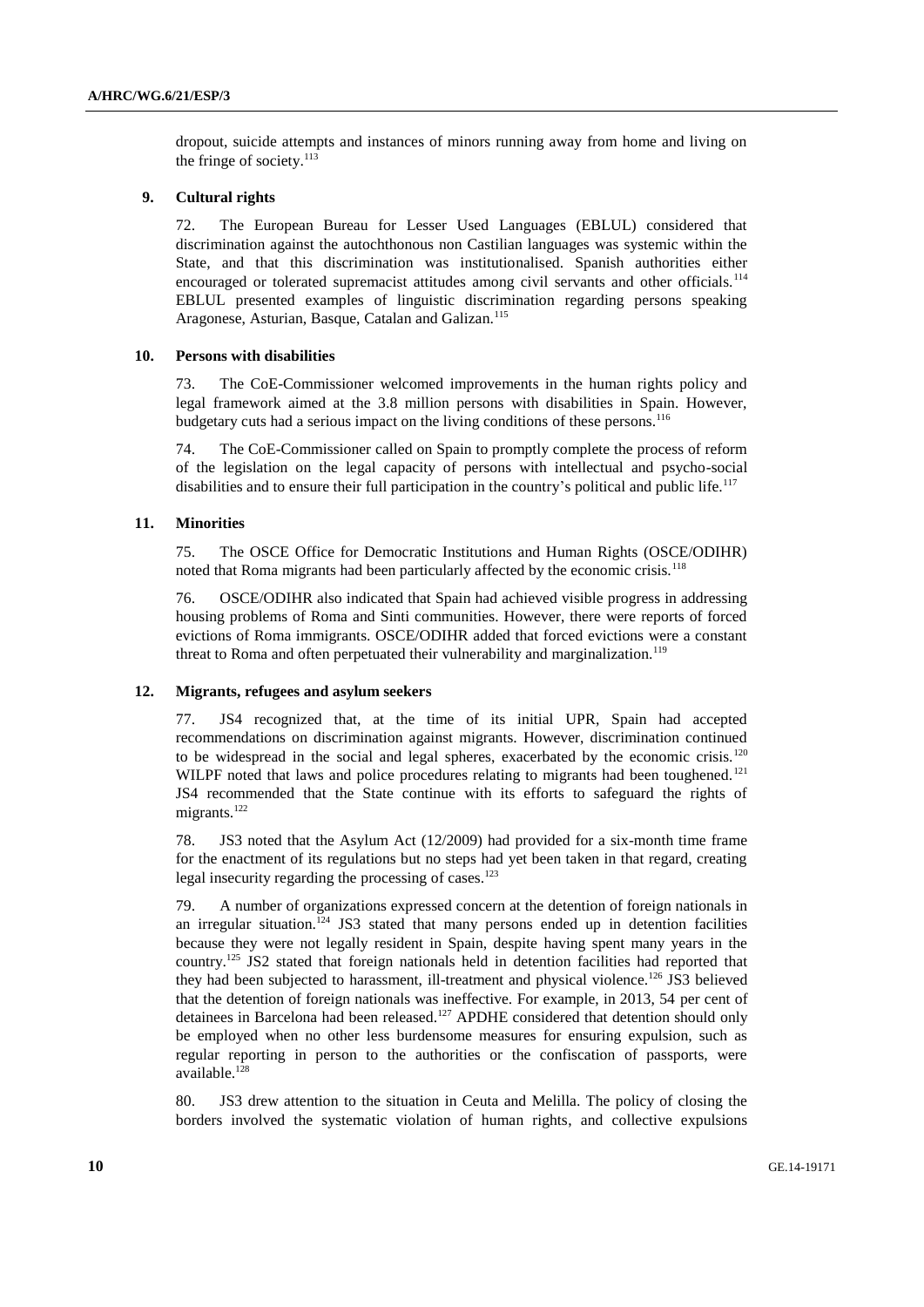dropout, suicide attempts and instances of minors running away from home and living on the fringe of society.[113]

### 9. Cultural rights

72. The European Bureau for Lesser Used Languages (EBLUL) considered that discrimination against the autochthonous non Castilian languages was systemic within the State, and that this discrimination was institutionalised. Spanish authorities either encouraged or tolerated supremacist attitudes among civil servants and other officials.[114] EBLUL presented examples of linguistic discrimination regarding persons speaking Aragonese, Asturian, Basque, Catalan and Galizan.[115]

### 10. Persons with disabilities

73. The CoE-Commissioner welcomed improvements in the human rights policy and legal framework aimed at the 3.8 million persons with disabilities in Spain. However, budgetary cuts had a serious impact on the living conditions of these persons.[116]

74. The CoE-Commissioner called on Spain to promptly complete the process of reform of the legislation on the legal capacity of persons with intellectual and psycho-social disabilities and to ensure their full participation in the country's political and public life.[117]

### 11. Minorities

75. The OSCE Office for Democratic Institutions and Human Rights (OSCE/ODIHR) noted that Roma migrants had been particularly affected by the economic crisis.[118]

76. OSCE/ODIHR also indicated that Spain had achieved visible progress in addressing housing problems of Roma and Sinti communities. However, there were reports of forced evictions of Roma immigrants. OSCE/ODIHR added that forced evictions were a constant threat to Roma and often perpetuated their vulnerability and marginalization.[119]

### 12. Migrants, refugees and asylum seekers

77. JS4 recognized that, at the time of its initial UPR, Spain had accepted recommendations on discrimination against migrants. However, discrimination continued to be widespread in the social and legal spheres, exacerbated by the economic crisis.[120] WILPF noted that laws and police procedures relating to migrants had been toughened.[121] JS4 recommended that the State continue with its efforts to safeguard the rights of migrants.[122]

78. JS3 noted that the Asylum Act (12/2009) had provided for a six-month time frame for the enactment of its regulations but no steps had yet been taken in that regard, creating legal insecurity regarding the processing of cases.[123]

79. A number of organizations expressed concern at the detention of foreign nationals in an irregular situation.[124] JS3 stated that many persons ended up in detention facilities because they were not legally resident in Spain, despite having spent many years in the country.[125] JS2 stated that foreign nationals held in detention facilities had reported that they had been subjected to harassment, ill-treatment and physical violence.[126] JS3 believed that the detention of foreign nationals was ineffective. For example, in 2013, 54 per cent of detainees in Barcelona had been released.[127] APDHE considered that detention should only be employed when no other less burdensome measures for ensuring expulsion, such as regular reporting in person to the authorities or the confiscation of passports, were available.[128]

80. JS3 drew attention to the situation in Ceuta and Melilla. The policy of closing the borders involved the systematic violation of human rights, and collective expulsions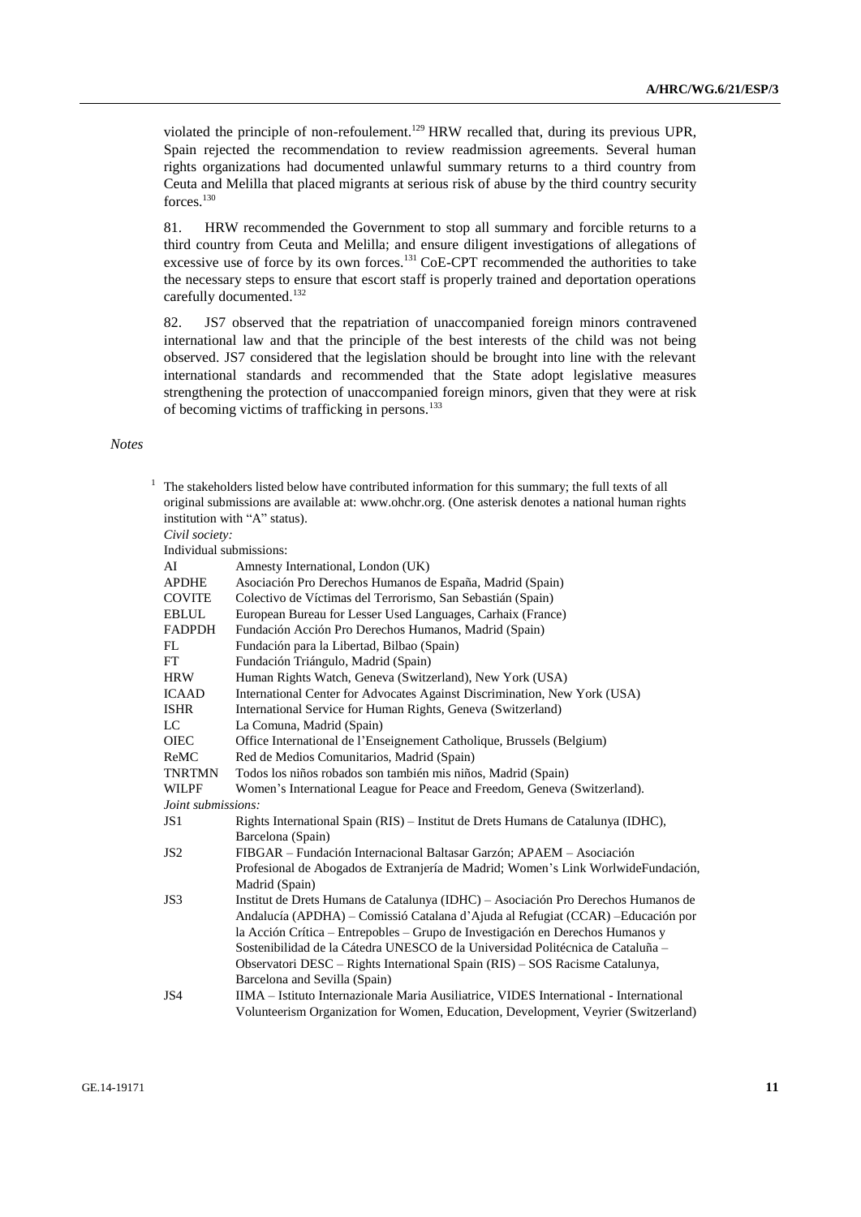violated the principle of non-refoulement.[129] HRW recalled that, during its previous UPR, Spain rejected the recommendation to review readmission agreements. Several human rights organizations had documented unlawful summary returns to a third country from Ceuta and Melilla that placed migrants at serious risk of abuse by the third country security forces.[130]

81. HRW recommended the Government to stop all summary and forcible returns to a third country from Ceuta and Melilla; and ensure diligent investigations of allegations of excessive use of force by its own forces.[131] CoE-CPT recommended the authorities to take the necessary steps to ensure that escort staff is properly trained and deportation operations carefully documented.[132]

82. JS7 observed that the repatriation of unaccompanied foreign minors contravened international law and that the principle of the best interests of the child was not being observed. JS7 considered that the legislation should be brought into line with the relevant international standards and recommended that the State adopt legislative measures strengthening the protection of unaccompanied foreign minors, given that they were at risk of becoming victims of trafficking in persons.[133]

*Notes*

[1] The stakeholders listed below have contributed information for this summary; the full texts of all original submissions are available at: www.ohchr.org. (One asterisk denotes a national human rights institution with "A" status).

*Civil society:*

Individual submissions:

| | |
|---|---|
| AI | Amnesty International, London (UK) |
| APDHE | Asociación Pro Derechos Humanos de España, Madrid (Spain) |
| COVITE | Colectivo de Víctimas del Terrorismo, San Sebastián (Spain) |
| EBLUL | European Bureau for Lesser Used Languages, Carhaix (France) |
| FADPDH | Fundación Acción Pro Derechos Humanos, Madrid (Spain) |
| FL | Fundación para la Libertad, Bilbao (Spain) |
| FT | Fundación Triángulo, Madrid (Spain) |
| HRW | Human Rights Watch, Geneva (Switzerland), New York (USA) |
| ICAAD | International Center for Advocates Against Discrimination, New York (USA) |
| ISHR | International Service for Human Rights, Geneva (Switzerland) |
| LC | La Comuna, Madrid (Spain) |
| OIEC | Office International de l'Enseignement Catholique, Brussels (Belgium) |
| ReMC | Red de Medios Comunitarios, Madrid (Spain) |
| TNRTMN | Todos los niños robados son también mis niños, Madrid (Spain) |
| WILPF | Women's International League for Peace and Freedom, Geneva (Switzerland). |

*Joint submissions:*

| | |
|---|---|
| JS1 | Rights International Spain (RIS) – Institut de Drets Humans de Catalunya (IDHC), Barcelona (Spain) |
| JS2 | FIBGAR – Fundación Internacional Baltasar Garzón; APAEM – Asociación Profesional de Abogados de Extranjería de Madrid; Women's Link WorlwideFundación, Madrid (Spain) |
| JS3 | Institut de Drets Humans de Catalunya (IDHC) – Asociación Pro Derechos Humanos de Andalucía (APDHA) – Comissió Catalana d'Ajuda al Refugiat (CCAR) –Educación por la Acción Crítica – Entrepobles – Grupo de Investigación en Derechos Humanos y Sostenibilidad de la Cátedra UNESCO de la Universidad Politécnica de Cataluña – Observatori DESC – Rights International Spain (RIS) – SOS Racisme Catalunya, Barcelona and Sevilla (Spain) |
| JS4 | IIMA – Istituto Internazionale Maria Ausiliatrice, VIDES International - International Volunteerism Organization for Women, Education, Development, Veyrier (Switzerland) |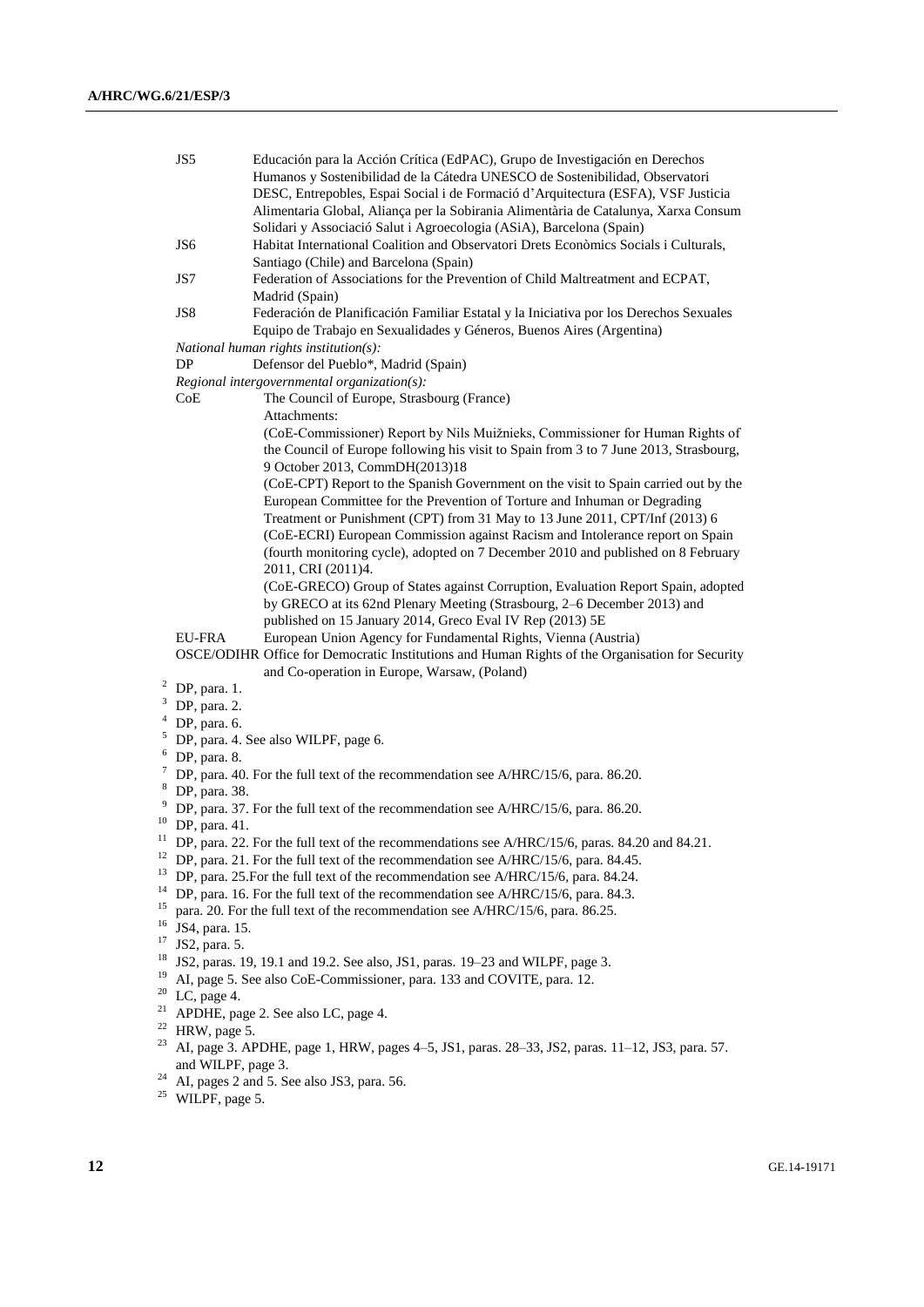JS5 Educación para la Acción Crítica (EdPAC), Grupo de Investigación en Derechos Humanos y Sostenibilidad de la Cátedra UNESCO de Sostenibilidad, Observatori DESC, Entrepobles, Espai Social i de Formació d'Arquitectura (ESFA), VSF Justicia Alimentaria Global, Aliança per la Sobirania Alimentària de Catalunya, Xarxa Consum Solidari y Associació Salut i Agroecologia (ASiA), Barcelona (Spain)

JS6 Habitat International Coalition and Observatori Drets Econòmics Socials i Culturals, Santiago (Chile) and Barcelona (Spain)

JS7 Federation of Associations for the Prevention of Child Maltreatment and ECPAT, Madrid (Spain)

JS8 Federación de Planificación Familiar Estatal y la Iniciativa por los Derechos Sexuales Equipo de Trabajo en Sexualidades y Géneros, Buenos Aires (Argentina)

*National human rights institution(s):*

DP Defensor del Pueblo*, Madrid (Spain)

*Regional intergovernmental organization(s):*

CoE The Council of Europe, Strasbourg (France)

Attachments:

(CoE-Commissioner) Report by Nils Muižnieks, Commissioner for Human Rights of the Council of Europe following his visit to Spain from 3 to 7 June 2013, Strasbourg, 9 October 2013, CommDH(2013)18

(CoE-CPT) Report to the Spanish Government on the visit to Spain carried out by the European Committee for the Prevention of Torture and Inhuman or Degrading Treatment or Punishment (CPT) from 31 May to 13 June 2011, CPT/Inf (2013) 6

(CoE-ECRI) European Commission against Racism and Intolerance report on Spain (fourth monitoring cycle), adopted on 7 December 2010 and published on 8 February 2011, CRI (2011)4.

(CoE-GRECO) Group of States against Corruption, Evaluation Report Spain, adopted by GRECO at its 62nd Plenary Meeting (Strasbourg, 2–6 December 2013) and published on 15 January 2014, Greco Eval IV Rep (2013) 5E

EU-FRA European Union Agency for Fundamental Rights, Vienna (Austria)

OSCE/ODIHR Office for Democratic Institutions and Human Rights of the Organisation for Security and Co-operation in Europe, Warsaw, (Poland)

[2] DP, para. 1.

[3] DP, para. 2.

[4] DP, para. 6.

[5] DP, para. 4. See also WILPF, page 6.

[6] DP, para. 8.

[7] DP, para. 40. For the full text of the recommendation see A/HRC/15/6, para. 86.20.

[8] DP, para. 38.

[9] DP, para. 37. For the full text of the recommendation see A/HRC/15/6, para. 86.20.

[10] DP, para. 41.

[11] DP, para. 22. For the full text of the recommendations see A/HRC/15/6, paras. 84.20 and 84.21.

[12] DP, para. 21. For the full text of the recommendation see A/HRC/15/6, para. 84.45.

[13] DP, para. 25.For the full text of the recommendation see A/HRC/15/6, para. 84.24.

[14] DP, para. 16. For the full text of the recommendation see A/HRC/15/6, para. 84.3.

[15] para. 20. For the full text of the recommendation see A/HRC/15/6, para. 86.25.

[16] JS4, para. 15.

[17] JS2, para. 5.

[18] JS2, paras. 19, 19.1 and 19.2. See also, JS1, paras. 19–23 and WILPF, page 3.

[19] AI, page 5. See also CoE-Commissioner, para. 133 and COVITE, para. 12.

[20] LC, page 4.

[21] APDHE, page 2. See also LC, page 4.

[22] HRW, page 5.

[23] AI, page 3. APDHE, page 1, HRW, pages 4–5, JS1, paras. 28–33, JS2, paras. 11–12, JS3, para. 57. and WILPF, page 3.

[24] AI, pages 2 and 5. See also JS3, para. 56.

[25] WILPF, page 5.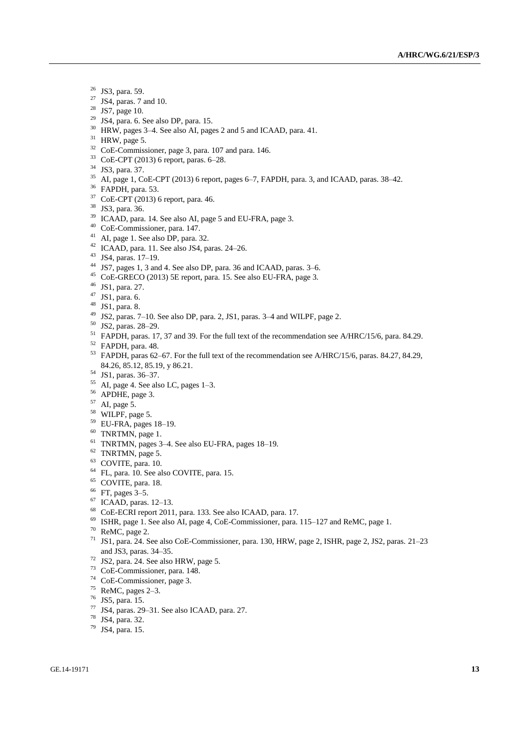[26] JS3, para. 59.
[27] JS4, paras. 7 and 10.
[28] JS7, page 10.
[29] JS4, para. 6. See also DP, para. 15.
[30] HRW, pages 3–4. See also AI, pages 2 and 5 and ICAAD, para. 41.
[31] HRW, page 5.
[32] CoE-Commissioner, page 3, para. 107 and para. 146.
[33] CoE-CPT (2013) 6 report, paras. 6–28.
[34] JS3, para. 37.
[35] AI, page 1, CoE-CPT (2013) 6 report, pages 6–7, FAPDH, para. 3, and ICAAD, paras. 38–42.
[36] FAPDH, para. 53.
[37] CoE-CPT (2013) 6 report, para. 46.
[38] JS3, para. 36.
[39] ICAAD, para. 14. See also AI, page 5 and EU-FRA, page 3.
[40] CoE-Commissioner, para. 147.
[41] AI, page 1. See also DP, para. 32.
[42] ICAAD, para. 11. See also JS4, paras. 24–26.
[43] JS4, paras. 17–19.
[44] JS7, pages 1, 3 and 4. See also DP, para. 36 and ICAAD, paras. 3–6.
[45] CoE-GRECO (2013) 5E report, para. 15. See also EU-FRA, page 3.
[46] JS1, para. 27.
[47] JS1, para. 6.
[48] JS1, para. 8.
[49] JS2, paras. 7–10. See also DP, para. 2, JS1, paras. 3–4 and WILPF, page 2.
[50] JS2, paras. 28–29.
[51] FAPDH, paras. 17, 37 and 39. For the full text of the recommendation see A/HRC/15/6, para. 84.29.
[52] FAPDH, para. 48.
[53] FAPDH, paras 62–67. For the full text of the recommendation see A/HRC/15/6, paras. 84.27, 84.29, 84.26, 85.12, 85.19, y 86.21.
[54] JS1, paras. 36–37.
[55] AI, page 4. See also LC, pages 1–3.
[56] APDHE, page 3.
[57] AI, page 5.
[58] WILPF, page 5.
[59] EU-FRA, pages 18–19.
[60] TNRTMN, page 1.
[61] TNRTMN, pages 3–4. See also EU-FRA, pages 18–19.
[62] TNRTMN, page 5.
[63] COVITE, para. 10.
[64] FL, para. 10. See also COVITE, para. 15.
[65] COVITE, para. 18.
[66] FT, pages 3–5.
[67] ICAAD, paras. 12–13.
[68] CoE-ECRI report 2011, para. 133. See also ICAAD, para. 17.
[69] ISHR, page 1. See also AI, page 4, CoE-Commissioner, para. 115–127 and ReMC, page 1.
[70] ReMC, page 2.
[71] JS1, para. 24. See also CoE-Commissioner, para. 130, HRW, page 2, ISHR, page 2, JS2, paras. 21–23 and JS3, paras. 34–35.
[72] JS2, para. 24. See also HRW, page 5.
[73] CoE-Commissioner, para. 148.
[74] CoE-Commissioner, page 3.
[75] ReMC, pages 2–3.
[76] JS5, para. 15.
[77] JS4, paras. 29–31. See also ICAAD, para. 27.
[78] JS4, para. 32.
[79] JS4, para. 15.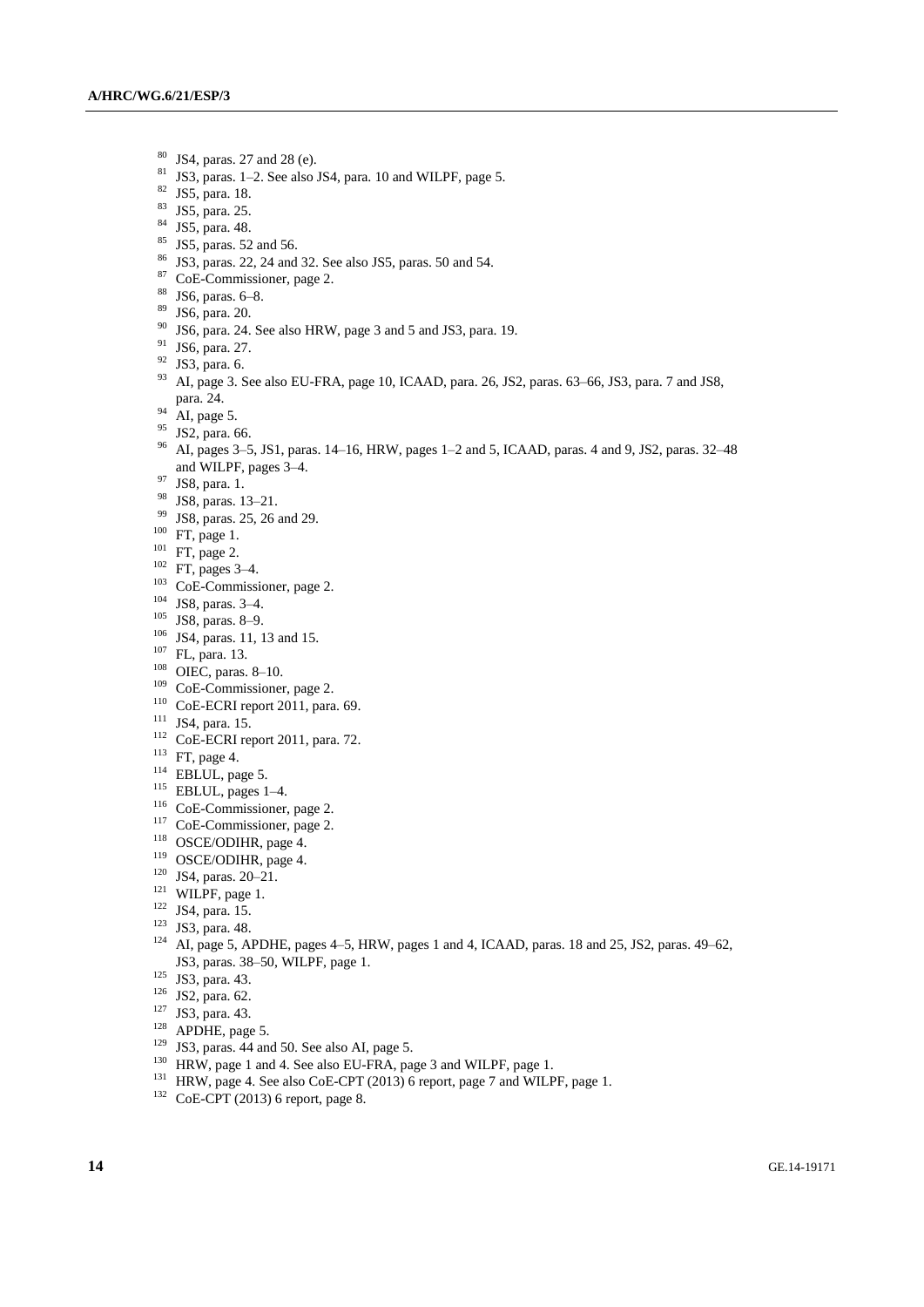[80] JS4, paras. 27 and 28 (e).
[81] JS3, paras. 1–2. See also JS4, para. 10 and WILPF, page 5.
[82] JS5, para. 18.
[83] JS5, para. 25.
[84] JS5, para. 48.
[85] JS5, paras. 52 and 56.
[86] JS3, paras. 22, 24 and 32. See also JS5, paras. 50 and 54.
[87] CoE-Commissioner, page 2.
[88] JS6, paras. 6–8.
[89] JS6, para. 20.
[90] JS6, para. 24. See also HRW, page 3 and 5 and JS3, para. 19.
[91] JS6, para. 27.
[92] JS3, para. 6.
[93] AI, page 3. See also EU-FRA, page 10, ICAAD, para. 26, JS2, paras. 63–66, JS3, para. 7 and JS8, para. 24.
[94] AI, page 5.
[95] JS2, para. 66.
[96] AI, pages 3–5, JS1, paras. 14–16, HRW, pages 1–2 and 5, ICAAD, paras. 4 and 9, JS2, paras. 32–48 and WILPF, pages 3–4.
[97] JS8, para. 1.
[98] JS8, paras. 13–21.
[99] JS8, paras. 25, 26 and 29.
[100] FT, page 1.
[101] FT, page 2.
[102] FT, pages 3–4.
[103] CoE-Commissioner, page 2.
[104] JS8, paras. 3–4.
[105] JS8, paras. 8–9.
[106] JS4, paras. 11, 13 and 15.
[107] FL, para. 13.
[108] OIEC, paras. 8–10.
[109] CoE-Commissioner, page 2.
[110] CoE-ECRI report 2011, para. 69.
[111] JS4, para. 15.
[112] CoE-ECRI report 2011, para. 72.
[113] FT, page 4.
[114] EBLUL, page 5.
[115] EBLUL, pages 1–4.
[116] CoE-Commissioner, page 2.
[117] CoE-Commissioner, page 2.
[118] OSCE/ODIHR, page 4.
[119] OSCE/ODIHR, page 4.
[120] JS4, paras. 20–21.
[121] WILPF, page 1.
[122] JS4, para. 15.
[123] JS3, para. 48.
[124] AI, page 5, APDHE, pages 4–5, HRW, pages 1 and 4, ICAAD, paras. 18 and 25, JS2, paras. 49–62, JS3, paras. 38–50, WILPF, page 1.
[125] JS3, para. 43.
[126] JS2, para. 62.
[127] JS3, para. 43.
[128] APDHE, page 5.
[129] JS3, paras. 44 and 50. See also AI, page 5.
[130] HRW, page 1 and 4. See also EU-FRA, page 3 and WILPF, page 1.
[131] HRW, page 4. See also CoE-CPT (2013) 6 report, page 7 and WILPF, page 1.
[132] CoE-CPT (2013) 6 report, page 8.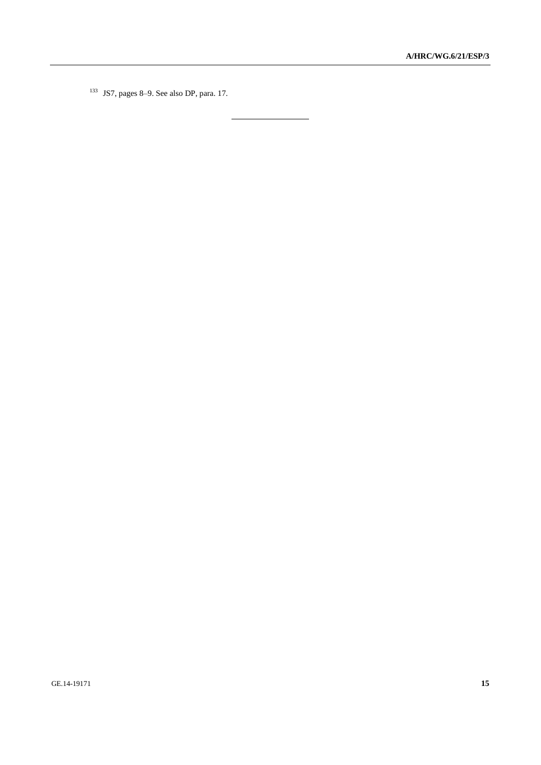[133] JS7, pages 8–9. See also DP, para. 17.